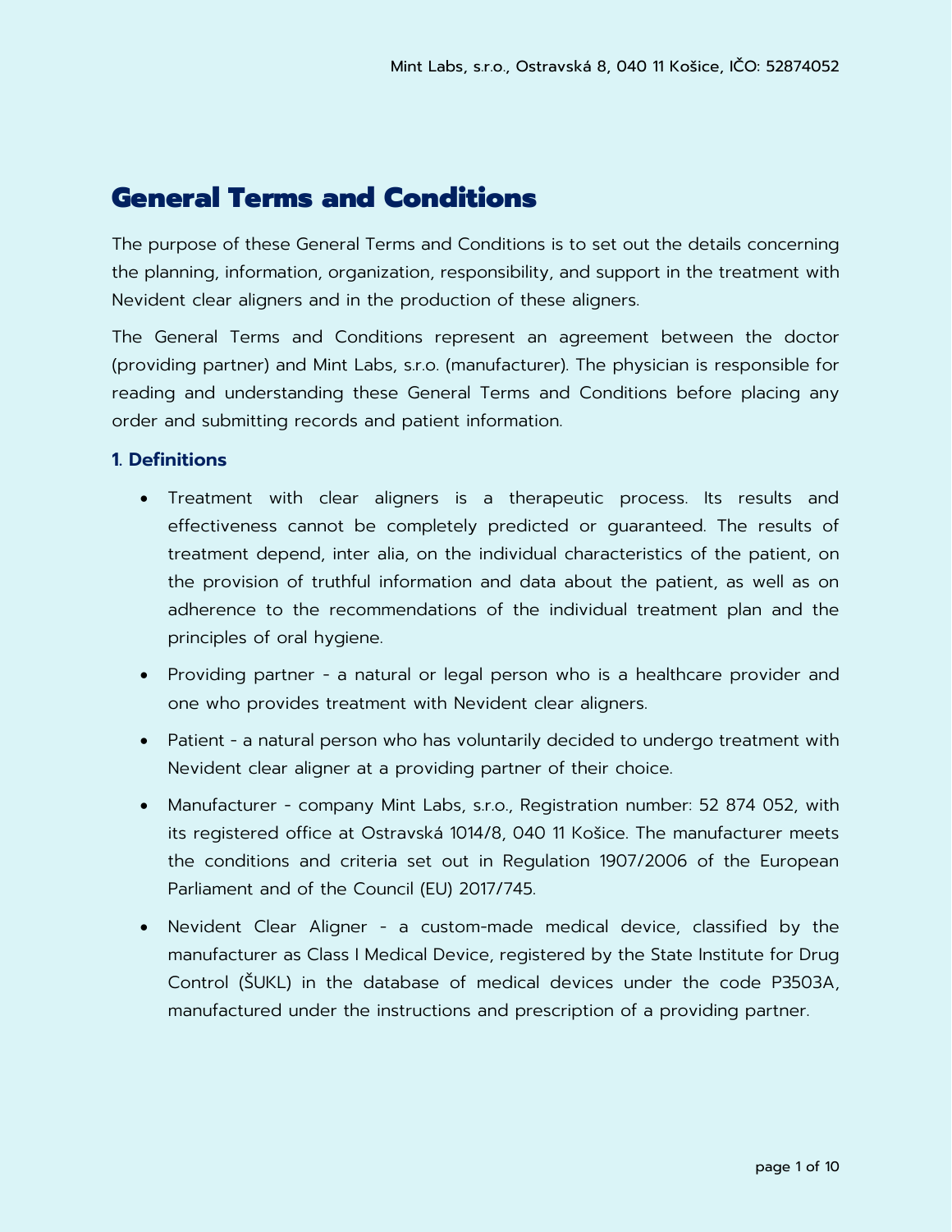# General Terms and Conditions

The purpose of these General Terms and Conditions is to set out the details concerning the planning, information, organization, responsibility, and support in the treatment with Nevident clear aligners and in the production of these aligners.

The General Terms and Conditions represent an agreement between the doctor (providing partner) and Mint Labs, s.r.o. (manufacturer). The physician is responsible for reading and understanding these General Terms and Conditions before placing any order and submitting records and patient information.

### 1. Definitions

- Treatment with clear aligners is a therapeutic process. Its results and effectiveness cannot be completely predicted or guaranteed. The results of treatment depend, inter alia, on the individual characteristics of the patient, on the provision of truthful information and data about the patient, as well as on adherence to the recommendations of the individual treatment plan and the principles of oral hygiene.
- Providing partner - a natural or legal person who is a healthcare provider and one who provides treatment with Nevident clear aligners.
- Patient - a natural person who has voluntarily decided to undergo treatment with Nevident clear aligner at a providing partner of their choice.
- Manufacturer - company Mint Labs, s.r.o., Registration number: 52 874 052, with its registered office at Ostravská 1014/8, 040 11 Košice. The manufacturer meets the conditions and criteria set out in Regulation 1907/2006 of the European Parliament and of the Council (EU) 2017/745.
- Nevident Clear Aligner - a custom-made medical device, classified by the manufacturer as Class I Medical Device, registered by the State Institute for Drug Control (ŠUKL) in the database of medical devices under the code P3503A, manufactured under the instructions and prescription of a providing partner.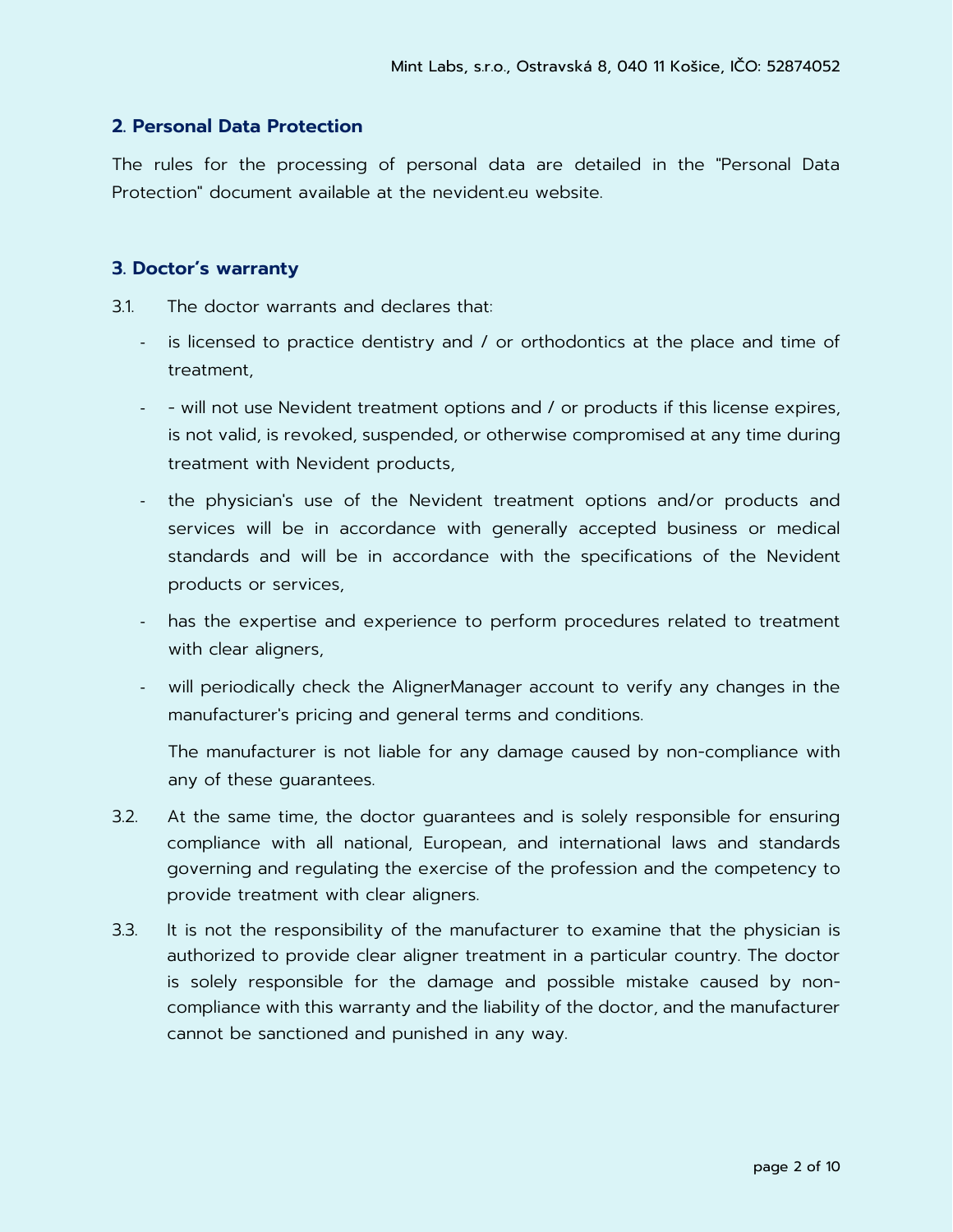## 2. Personal Data Protection

The rules for the processing of personal data are detailed in the "Personal Data Protection" document available at the nevident.eu website.

## 3. Doctor's warranty

3.1. The doctor warrants and declares that:

- is licensed to practice dentistry and / or orthodontics at the place and time of treatment,
- - will not use Nevident treatment options and / or products if this license expires, is not valid, is revoked, suspended, or otherwise compromised at any time during treatment with Nevident products,
- the physician's use of the Nevident treatment options and/or products and services will be in accordance with generally accepted business or medical standards and will be in accordance with the specifications of the Nevident products or services,
- has the expertise and experience to perform procedures related to treatment with clear aligners,
- will periodically check the AlignerManager account to verify any changes in the manufacturer's pricing and general terms and conditions.

The manufacturer is not liable for any damage caused by non-compliance with any of these guarantees.

3.2. At the same time, the doctor guarantees and is solely responsible for ensuring compliance with all national, European, and international laws and standards governing and regulating the exercise of the profession and the competency to provide treatment with clear aligners.

3.3. It is not the responsibility of the manufacturer to examine that the physician is authorized to provide clear aligner treatment in a particular country. The doctor is solely responsible for the damage and possible mistake caused by non-compliance with this warranty and the liability of the doctor, and the manufacturer cannot be sanctioned and punished in any way.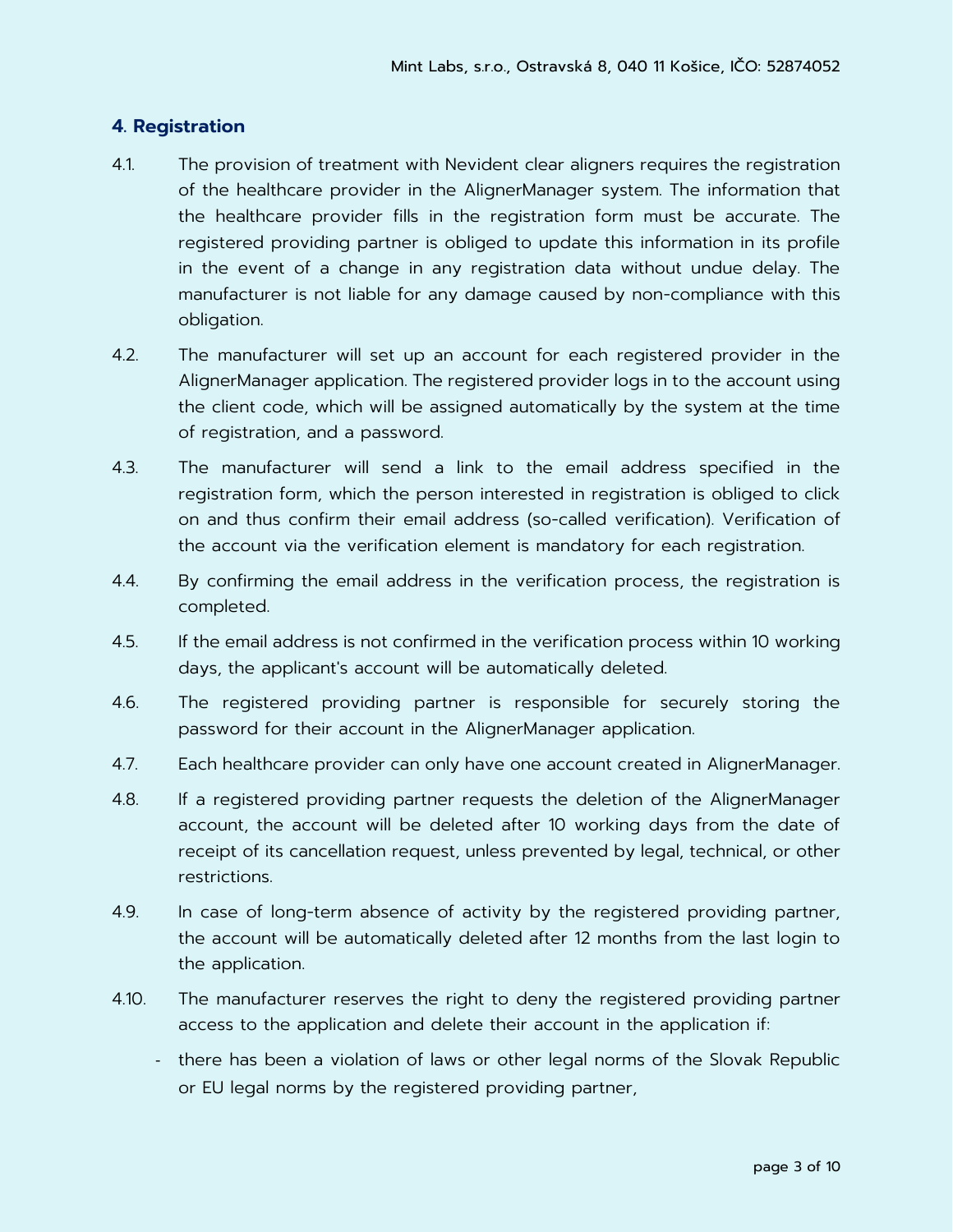## 4. Registration

4.1. The provision of treatment with Nevident clear aligners requires the registration of the healthcare provider in the AlignerManager system. The information that the healthcare provider fills in the registration form must be accurate. The registered providing partner is obliged to update this information in its profile in the event of a change in any registration data without undue delay. The manufacturer is not liable for any damage caused by non-compliance with this obligation.

4.2. The manufacturer will set up an account for each registered provider in the AlignerManager application. The registered provider logs in to the account using the client code, which will be assigned automatically by the system at the time of registration, and a password.

4.3. The manufacturer will send a link to the email address specified in the registration form, which the person interested in registration is obliged to click on and thus confirm their email address (so-called verification). Verification of the account via the verification element is mandatory for each registration.

4.4. By confirming the email address in the verification process, the registration is completed.

4.5. If the email address is not confirmed in the verification process within 10 working days, the applicant's account will be automatically deleted.

4.6. The registered providing partner is responsible for securely storing the password for their account in the AlignerManager application.

4.7. Each healthcare provider can only have one account created in AlignerManager.

4.8. If a registered providing partner requests the deletion of the AlignerManager account, the account will be deleted after 10 working days from the date of receipt of its cancellation request, unless prevented by legal, technical, or other restrictions.

4.9. In case of long-term absence of activity by the registered providing partner, the account will be automatically deleted after 12 months from the last login to the application.

4.10. The manufacturer reserves the right to deny the registered providing partner access to the application and delete their account in the application if:

- there has been a violation of laws or other legal norms of the Slovak Republic or EU legal norms by the registered providing partner,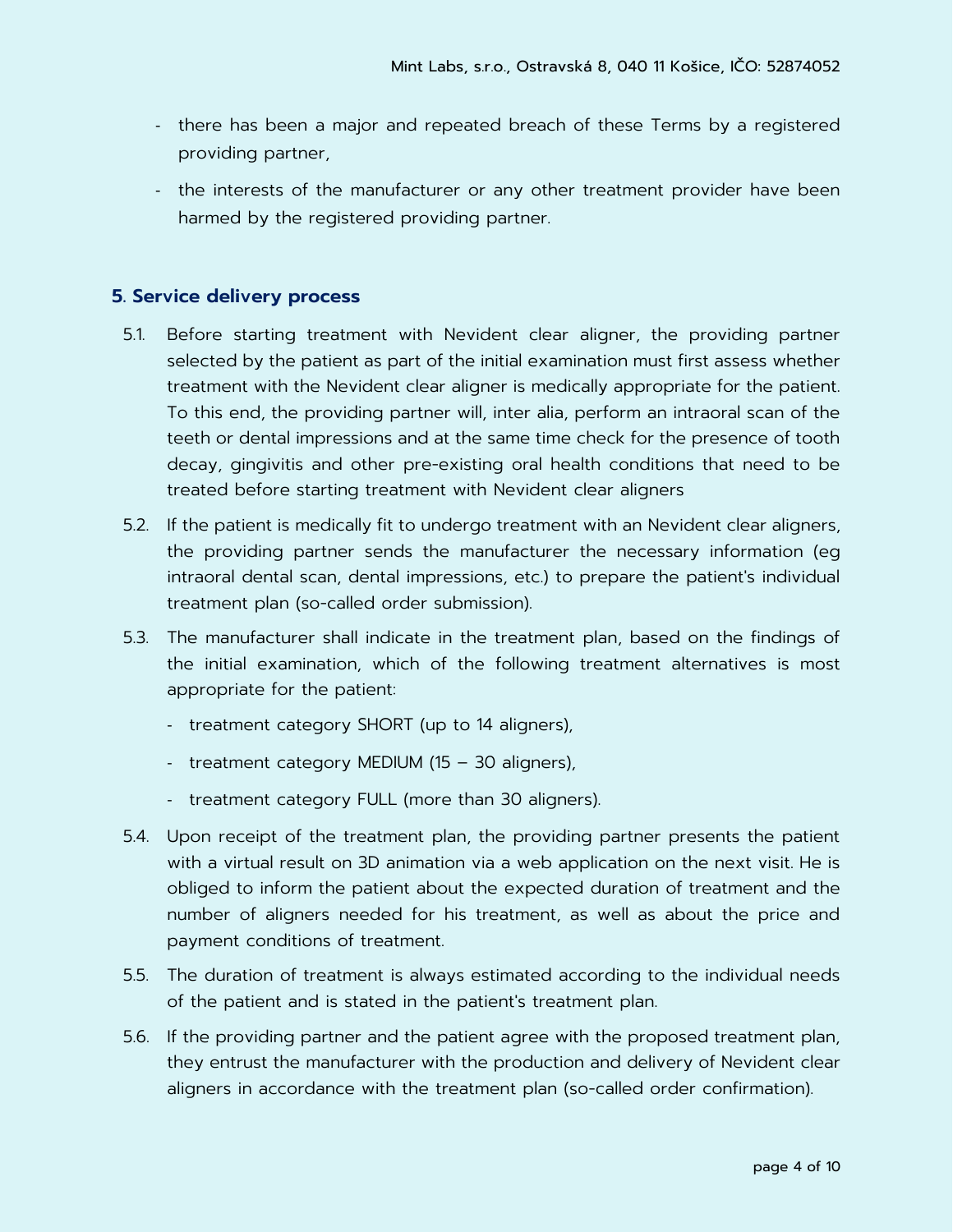- there has been a major and repeated breach of these Terms by a registered providing partner,
- the interests of the manufacturer or any other treatment provider have been harmed by the registered providing partner.

## 5. Service delivery process

5.1. Before starting treatment with Nevident clear aligner, the providing partner selected by the patient as part of the initial examination must first assess whether treatment with the Nevident clear aligner is medically appropriate for the patient. To this end, the providing partner will, inter alia, perform an intraoral scan of the teeth or dental impressions and at the same time check for the presence of tooth decay, gingivitis and other pre-existing oral health conditions that need to be treated before starting treatment with Nevident clear aligners

5.2. If the patient is medically fit to undergo treatment with an Nevident clear aligners, the providing partner sends the manufacturer the necessary information (eg intraoral dental scan, dental impressions, etc.) to prepare the patient's individual treatment plan (so-called order submission).

5.3. The manufacturer shall indicate in the treatment plan, based on the findings of the initial examination, which of the following treatment alternatives is most appropriate for the patient:

- treatment category SHORT (up to 14 aligners),
- treatment category MEDIUM (15 – 30 aligners),
- treatment category FULL (more than 30 aligners).

5.4. Upon receipt of the treatment plan, the providing partner presents the patient with a virtual result on 3D animation via a web application on the next visit. He is obliged to inform the patient about the expected duration of treatment and the number of aligners needed for his treatment, as well as about the price and payment conditions of treatment.

5.5. The duration of treatment is always estimated according to the individual needs of the patient and is stated in the patient's treatment plan.

5.6. If the providing partner and the patient agree with the proposed treatment plan, they entrust the manufacturer with the production and delivery of Nevident clear aligners in accordance with the treatment plan (so-called order confirmation).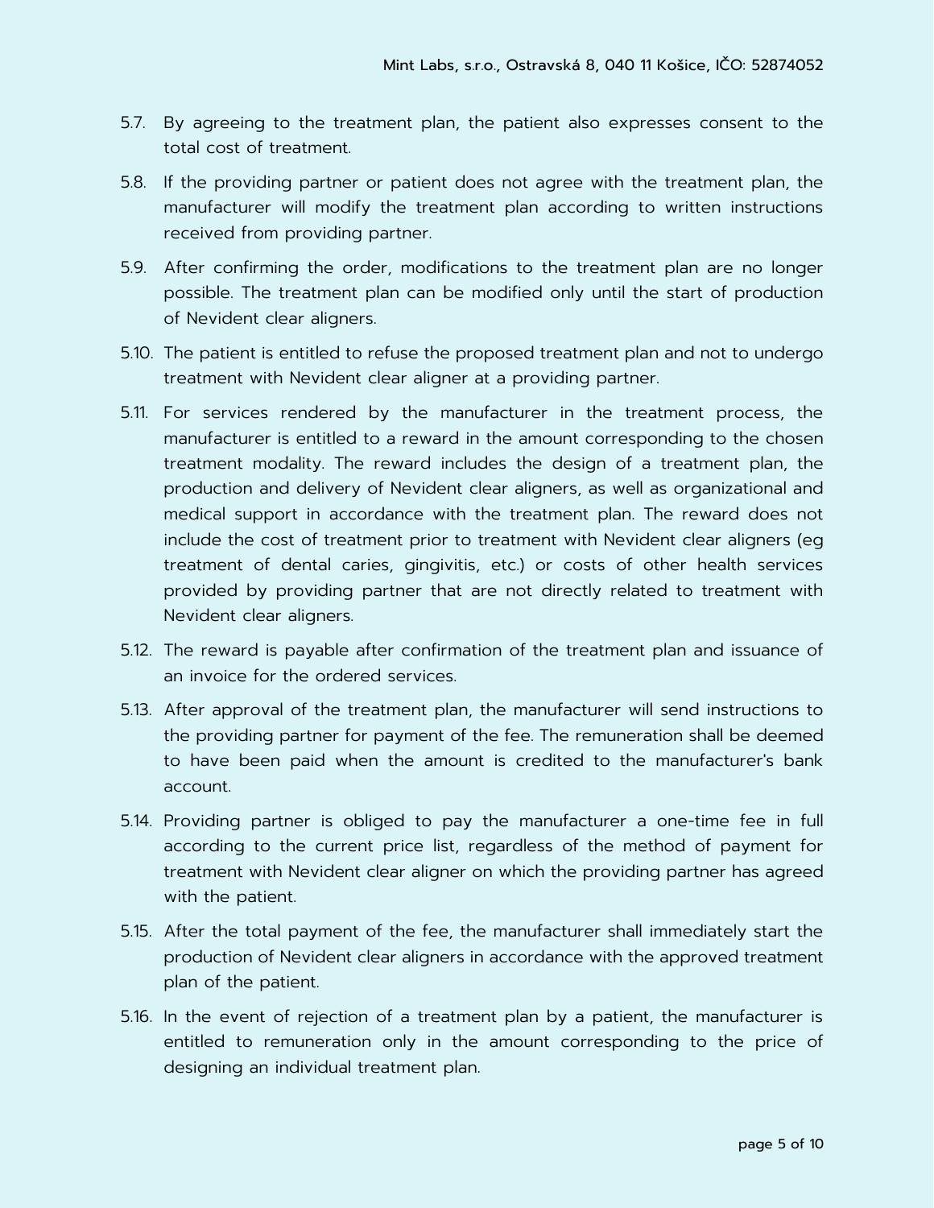5.7. By agreeing to the treatment plan, the patient also expresses consent to the total cost of treatment.

5.8. If the providing partner or patient does not agree with the treatment plan, the manufacturer will modify the treatment plan according to written instructions received from providing partner.

5.9. After confirming the order, modifications to the treatment plan are no longer possible. The treatment plan can be modified only until the start of production of Nevident clear aligners.

5.10. The patient is entitled to refuse the proposed treatment plan and not to undergo treatment with Nevident clear aligner at a providing partner.

5.11. For services rendered by the manufacturer in the treatment process, the manufacturer is entitled to a reward in the amount corresponding to the chosen treatment modality. The reward includes the design of a treatment plan, the production and delivery of Nevident clear aligners, as well as organizational and medical support in accordance with the treatment plan. The reward does not include the cost of treatment prior to treatment with Nevident clear aligners (eg treatment of dental caries, gingivitis, etc.) or costs of other health services provided by providing partner that are not directly related to treatment with Nevident clear aligners.

5.12. The reward is payable after confirmation of the treatment plan and issuance of an invoice for the ordered services.

5.13. After approval of the treatment plan, the manufacturer will send instructions to the providing partner for payment of the fee. The remuneration shall be deemed to have been paid when the amount is credited to the manufacturer's bank account.

5.14. Providing partner is obliged to pay the manufacturer a one-time fee in full according to the current price list, regardless of the method of payment for treatment with Nevident clear aligner on which the providing partner has agreed with the patient.

5.15. After the total payment of the fee, the manufacturer shall immediately start the production of Nevident clear aligners in accordance with the approved treatment plan of the patient.

5.16. In the event of rejection of a treatment plan by a patient, the manufacturer is entitled to remuneration only in the amount corresponding to the price of designing an individual treatment plan.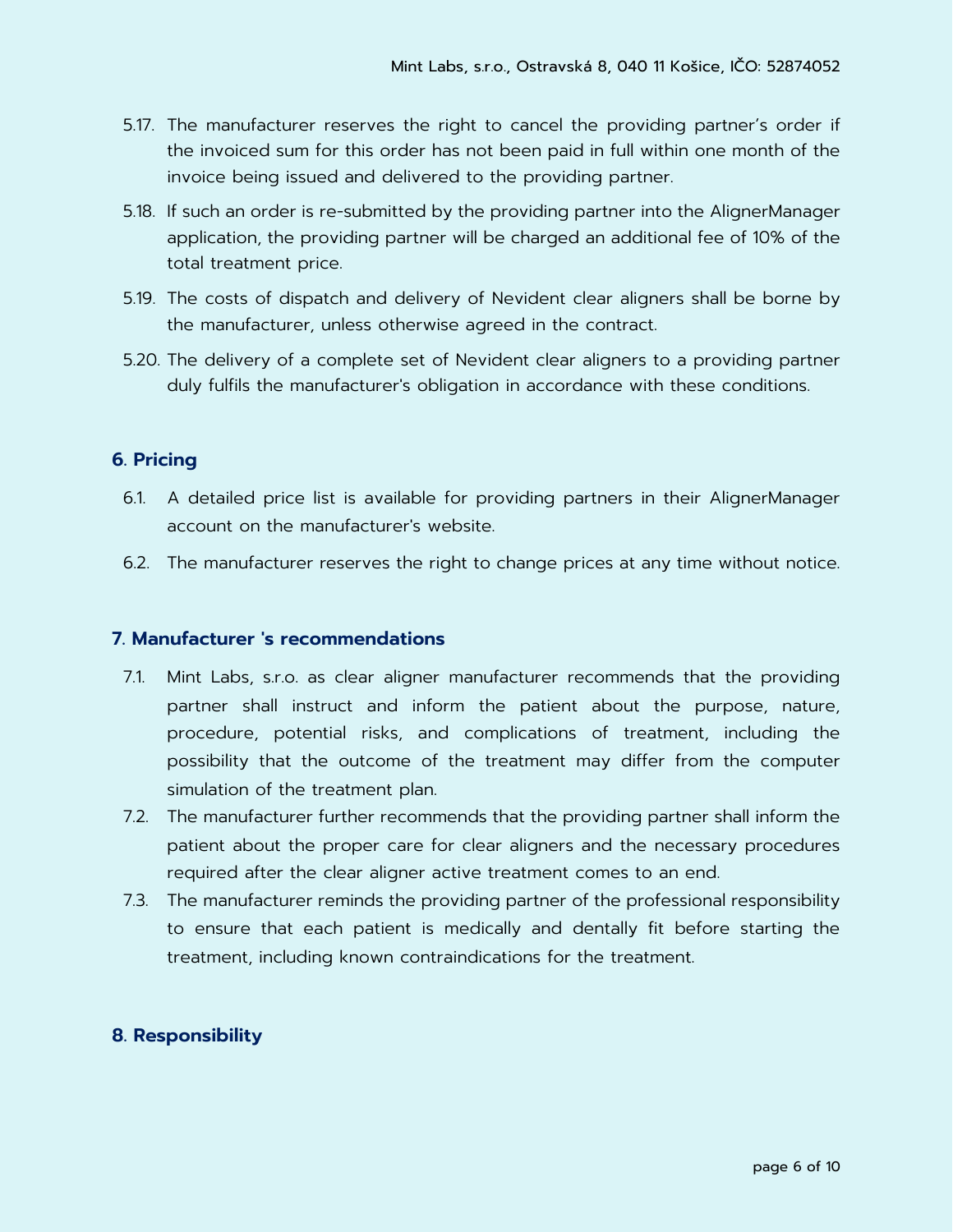5.17. The manufacturer reserves the right to cancel the providing partner's order if the invoiced sum for this order has not been paid in full within one month of the invoice being issued and delivered to the providing partner.

5.18. If such an order is re-submitted by the providing partner into the AlignerManager application, the providing partner will be charged an additional fee of 10% of the total treatment price.

5.19. The costs of dispatch and delivery of Nevident clear aligners shall be borne by the manufacturer, unless otherwise agreed in the contract.

5.20. The delivery of a complete set of Nevident clear aligners to a providing partner duly fulfils the manufacturer's obligation in accordance with these conditions.

## 6. Pricing

6.1. A detailed price list is available for providing partners in their AlignerManager account on the manufacturer's website.

6.2. The manufacturer reserves the right to change prices at any time without notice.

## 7. Manufacturer 's recommendations

7.1. Mint Labs, s.r.o. as clear aligner manufacturer recommends that the providing partner shall instruct and inform the patient about the purpose, nature, procedure, potential risks, and complications of treatment, including the possibility that the outcome of the treatment may differ from the computer simulation of the treatment plan.

7.2. The manufacturer further recommends that the providing partner shall inform the patient about the proper care for clear aligners and the necessary procedures required after the clear aligner active treatment comes to an end.

7.3. The manufacturer reminds the providing partner of the professional responsibility to ensure that each patient is medically and dentally fit before starting the treatment, including known contraindications for the treatment.

## 8. Responsibility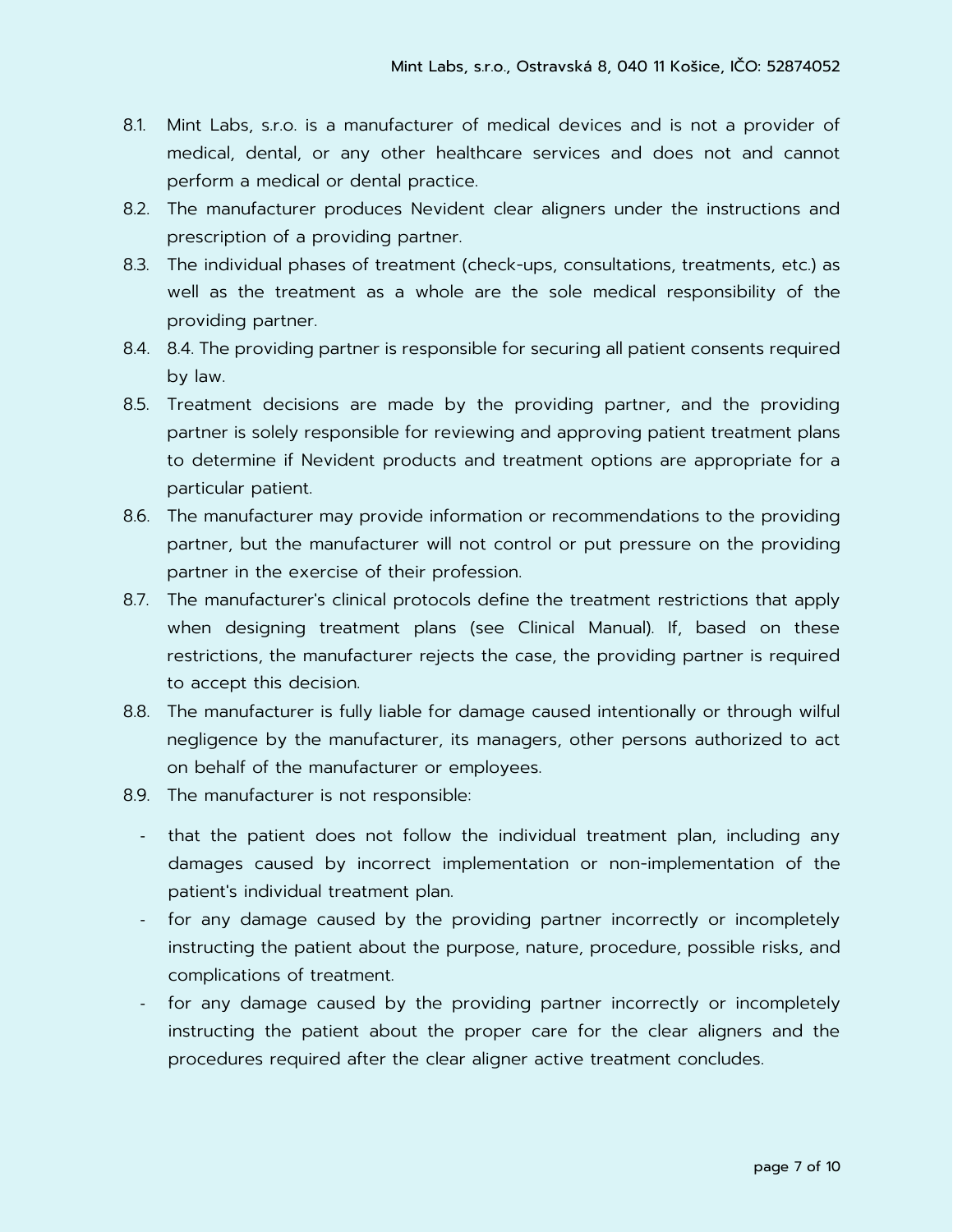8.1. Mint Labs, s.r.o. is a manufacturer of medical devices and is not a provider of medical, dental, or any other healthcare services and does not and cannot perform a medical or dental practice.

8.2. The manufacturer produces Nevident clear aligners under the instructions and prescription of a providing partner.

8.3. The individual phases of treatment (check-ups, consultations, treatments, etc.) as well as the treatment as a whole are the sole medical responsibility of the providing partner.

8.4. 8.4. The providing partner is responsible for securing all patient consents required by law.

8.5. Treatment decisions are made by the providing partner, and the providing partner is solely responsible for reviewing and approving patient treatment plans to determine if Nevident products and treatment options are appropriate for a particular patient.

8.6. The manufacturer may provide information or recommendations to the providing partner, but the manufacturer will not control or put pressure on the providing partner in the exercise of their profession.

8.7. The manufacturer's clinical protocols define the treatment restrictions that apply when designing treatment plans (see Clinical Manual). If, based on these restrictions, the manufacturer rejects the case, the providing partner is required to accept this decision.

8.8. The manufacturer is fully liable for damage caused intentionally or through wilful negligence by the manufacturer, its managers, other persons authorized to act on behalf of the manufacturer or employees.

8.9. The manufacturer is not responsible:

- that the patient does not follow the individual treatment plan, including any damages caused by incorrect implementation or non-implementation of the patient's individual treatment plan.
- for any damage caused by the providing partner incorrectly or incompletely instructing the patient about the purpose, nature, procedure, possible risks, and complications of treatment.
- for any damage caused by the providing partner incorrectly or incompletely instructing the patient about the proper care for the clear aligners and the procedures required after the clear aligner active treatment concludes.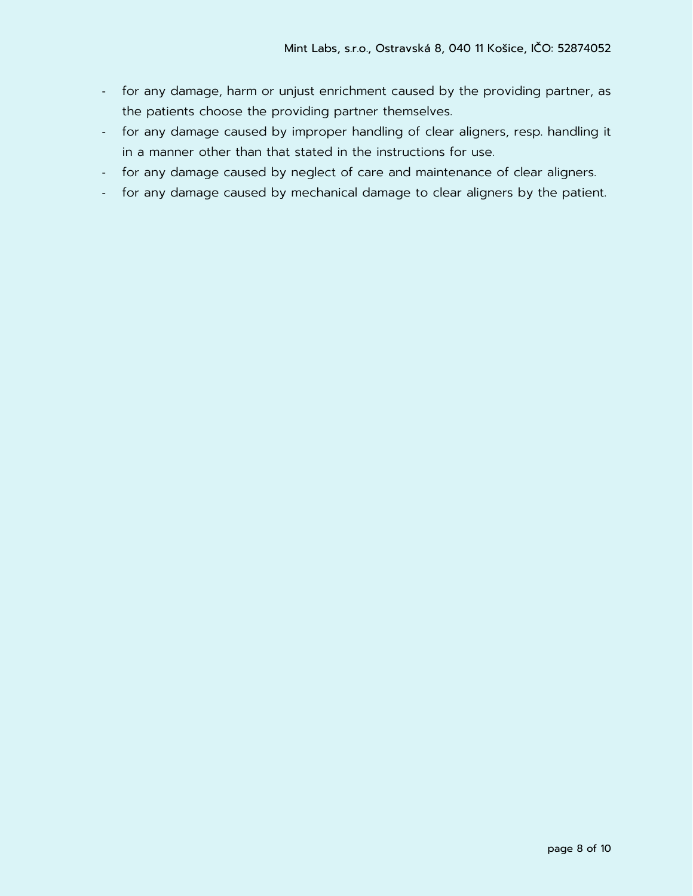- for any damage, harm or unjust enrichment caused by the providing partner, as the patients choose the providing partner themselves.
- for any damage caused by improper handling of clear aligners, resp. handling it in a manner other than that stated in the instructions for use.
- for any damage caused by neglect of care and maintenance of clear aligners.
- for any damage caused by mechanical damage to clear aligners by the patient.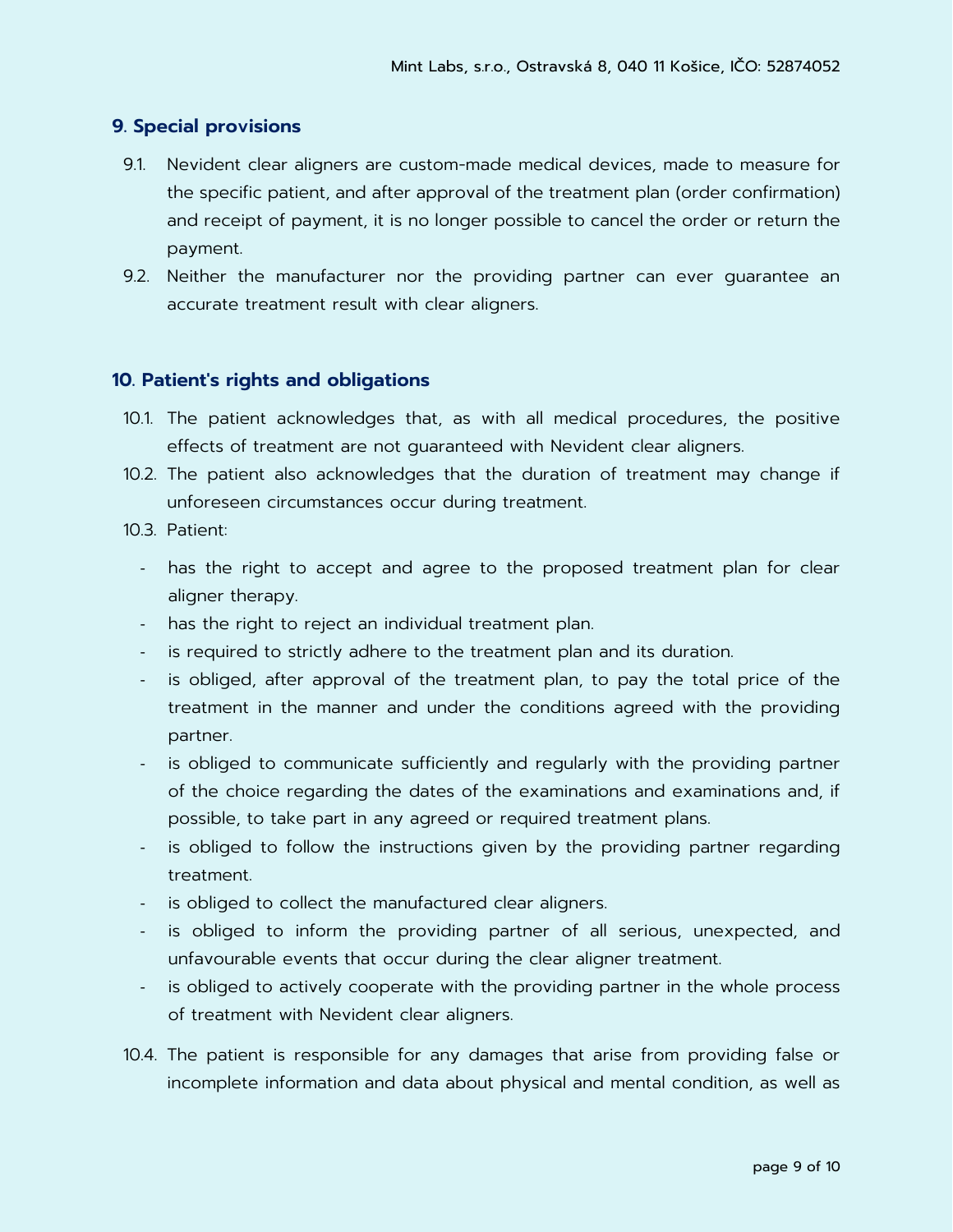## 9. Special provisions

9.1. Nevident clear aligners are custom-made medical devices, made to measure for the specific patient, and after approval of the treatment plan (order confirmation) and receipt of payment, it is no longer possible to cancel the order or return the payment.

9.2. Neither the manufacturer nor the providing partner can ever guarantee an accurate treatment result with clear aligners.

## 10. Patient's rights and obligations

10.1. The patient acknowledges that, as with all medical procedures, the positive effects of treatment are not guaranteed with Nevident clear aligners.

10.2. The patient also acknowledges that the duration of treatment may change if unforeseen circumstances occur during treatment.

10.3. Patient:

- has the right to accept and agree to the proposed treatment plan for clear aligner therapy.
- has the right to reject an individual treatment plan.
- is required to strictly adhere to the treatment plan and its duration.
- is obliged, after approval of the treatment plan, to pay the total price of the treatment in the manner and under the conditions agreed with the providing partner.
- is obliged to communicate sufficiently and regularly with the providing partner of the choice regarding the dates of the examinations and examinations and, if possible, to take part in any agreed or required treatment plans.
- is obliged to follow the instructions given by the providing partner regarding treatment.
- is obliged to collect the manufactured clear aligners.
- is obliged to inform the providing partner of all serious, unexpected, and unfavourable events that occur during the clear aligner treatment.
- is obliged to actively cooperate with the providing partner in the whole process of treatment with Nevident clear aligners.

10.4. The patient is responsible for any damages that arise from providing false or incomplete information and data about physical and mental condition, as well as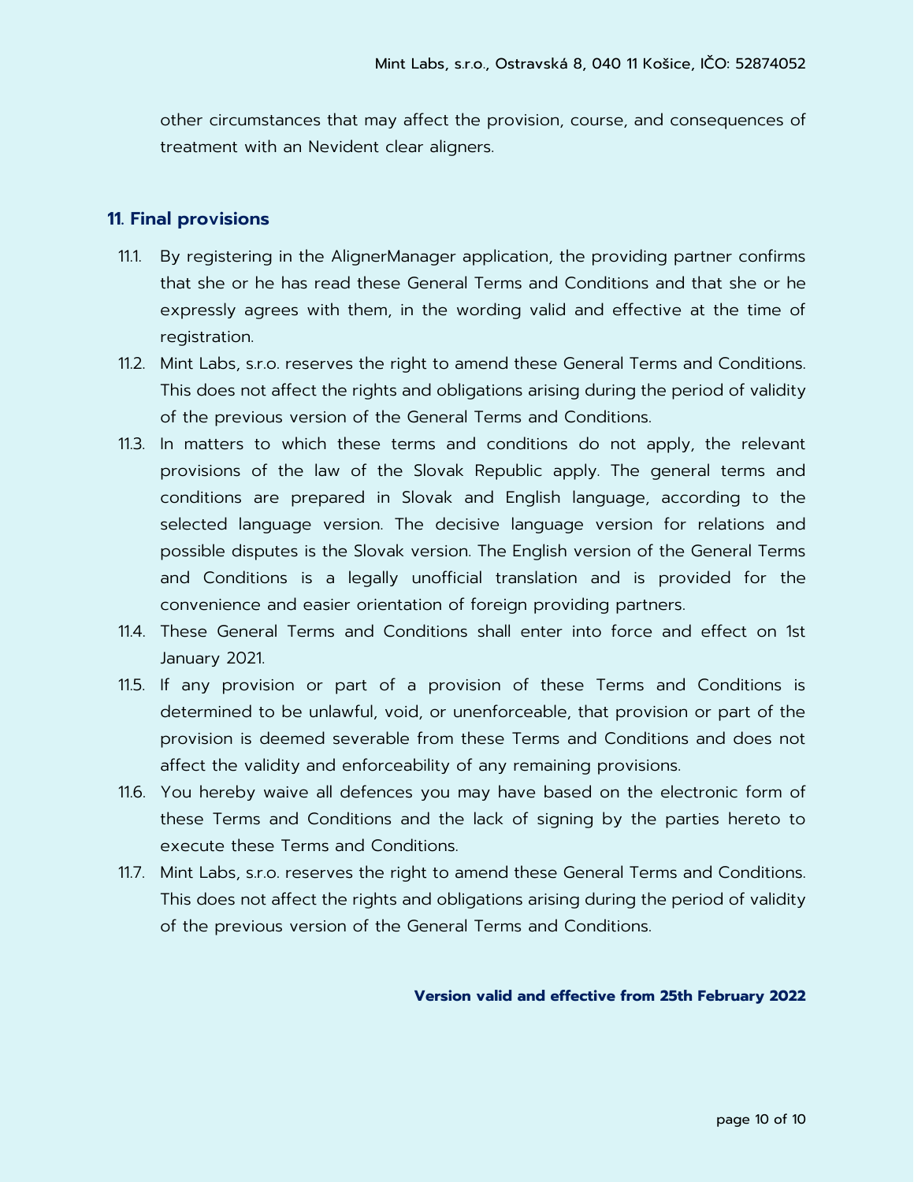other circumstances that may affect the provision, course, and consequences of treatment with an Nevident clear aligners.

## 11. Final provisions

11.1. By registering in the AlignerManager application, the providing partner confirms that she or he has read these General Terms and Conditions and that she or he expressly agrees with them, in the wording valid and effective at the time of registration.

11.2. Mint Labs, s.r.o. reserves the right to amend these General Terms and Conditions. This does not affect the rights and obligations arising during the period of validity of the previous version of the General Terms and Conditions.

11.3. In matters to which these terms and conditions do not apply, the relevant provisions of the law of the Slovak Republic apply. The general terms and conditions are prepared in Slovak and English language, according to the selected language version. The decisive language version for relations and possible disputes is the Slovak version. The English version of the General Terms and Conditions is a legally unofficial translation and is provided for the convenience and easier orientation of foreign providing partners.

11.4. These General Terms and Conditions shall enter into force and effect on 1st January 2021.

11.5. If any provision or part of a provision of these Terms and Conditions is determined to be unlawful, void, or unenforceable, that provision or part of the provision is deemed severable from these Terms and Conditions and does not affect the validity and enforceability of any remaining provisions.

11.6. You hereby waive all defences you may have based on the electronic form of these Terms and Conditions and the lack of signing by the parties hereto to execute these Terms and Conditions.

11.7. Mint Labs, s.r.o. reserves the right to amend these General Terms and Conditions. This does not affect the rights and obligations arising during the period of validity of the previous version of the General Terms and Conditions.

**Version valid and effective from 25th February 2022**